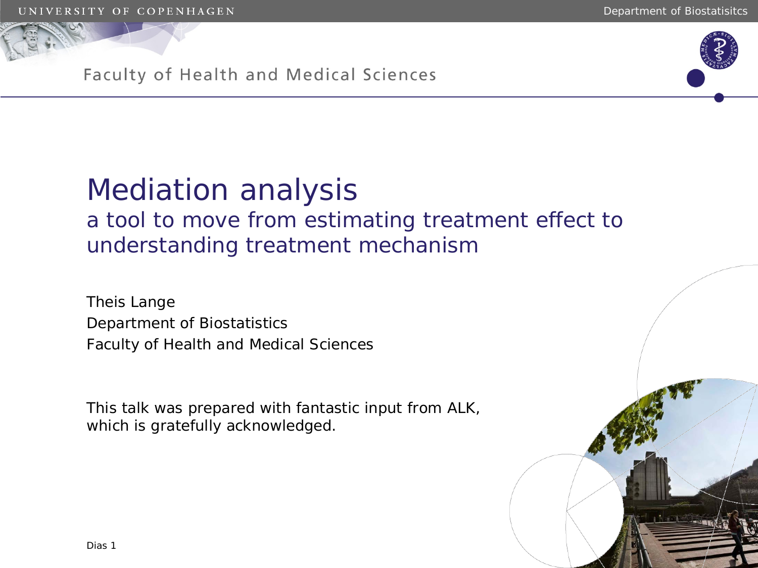# Mediation analysis

## a tool to move from estimating treatment effect to understanding treatment mechanism

Theis Lange

Department of Biostatistics

Faculty of Health and Medical Sciences

This talk was prepared with fantastic input from ALK, which is gratefully acknowledged.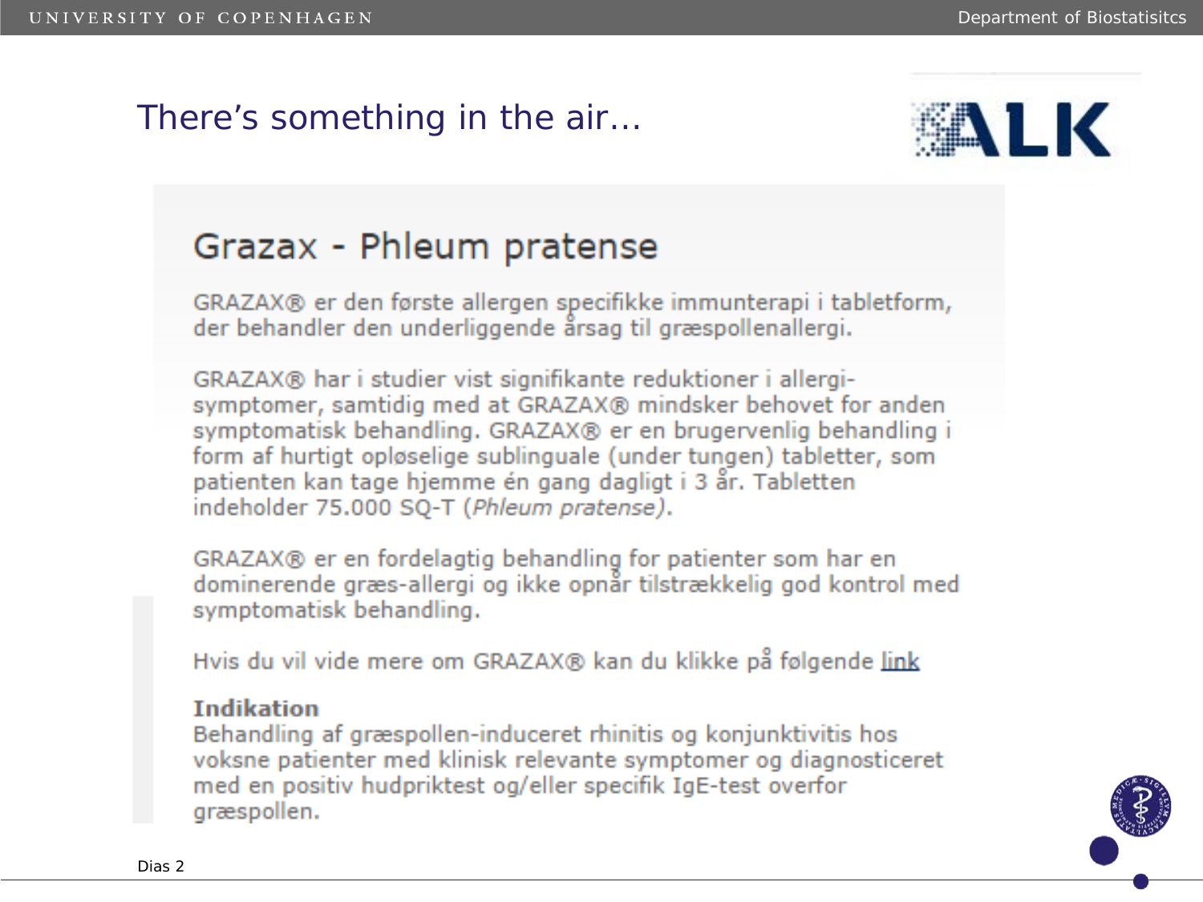# There's something in the air…

ALK

## Grazax - Phleum pratense

GRAZAX® er den første allergen specifikke immunterapi i tabletform, der behandler den underliggende årsag til græspollenallergi.

GRAZAX® har i studier vist signifikante reduktioner i allergi-symptomer, samtidig med at GRAZAX® mindsker behovet for anden symptomatisk behandling. GRAZAX® er en brugervenlig behandling i form af hurtigt opløselige sublinguale (under tungen) tabletter, som patienten kan tage hjemme én gang dagligt i 3 år. Tabletten indeholder 75.000 SQ-T (*Phleum pratense*).

GRAZAX® er en fordelagtig behandling for patienter som har en dominerende græs-allergi og ikke opnår tilstrækkelig god kontrol med symptomatisk behandling.

Hvis du vil vide mere om GRAZAX® kan du klikke på følgende link

**Indikation**
Behandling af græspollen-induceret rhinitis og konjunktivitis hos voksne patienter med klinisk relevante symptomer og diagnosticeret med en positiv hudpriktest og/eller specifik IgE-test overfor græspollen.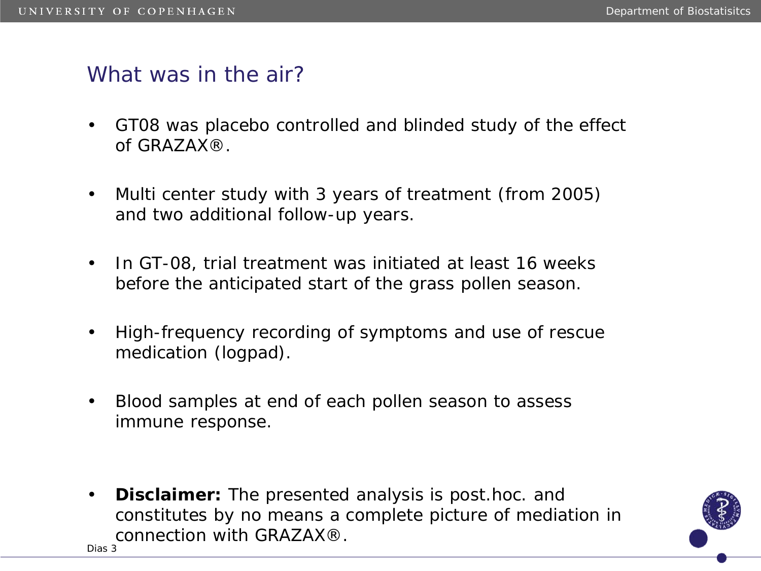## What was in the air?

- GT08 was placebo controlled and blinded study of the effect of GRAZAX®.
- Multi center study with 3 years of treatment (from 2005) and two additional follow-up years.
- In GT-08, trial treatment was initiated at least 16 weeks before the anticipated start of the grass pollen season.
- High-frequency recording of symptoms and use of rescue medication (logpad).
- Blood samples at end of each pollen season to assess immune response.
- **Disclaimer:** The presented analysis is post.hoc. and constitutes by no means a complete picture of mediation in connection with GRAZAX®.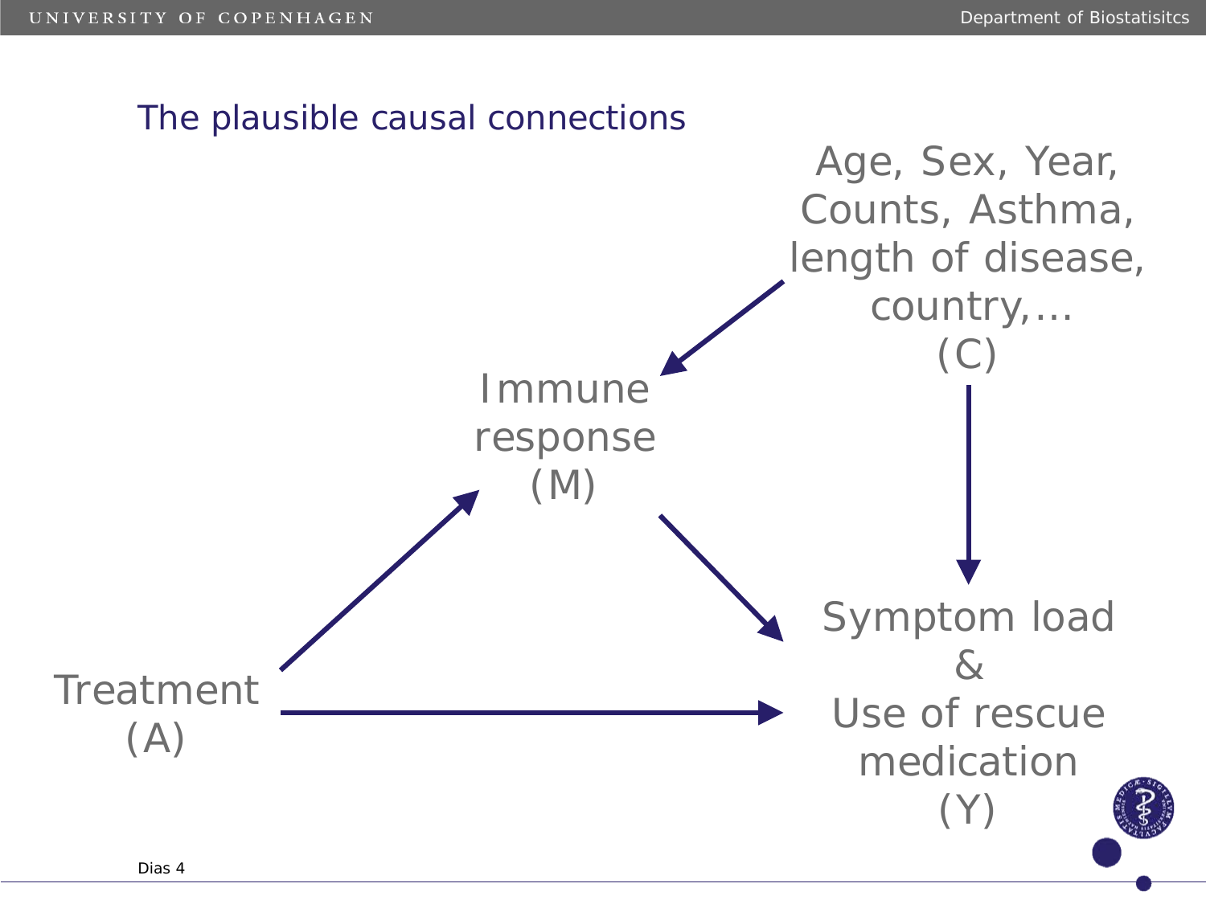## The plausible causal connections

Age, Sex, Year, Counts, Asthma, length of disease, country,... (C)

Immune response (M)

Treatment (A)

Symptom load & Use of rescue medication (Y)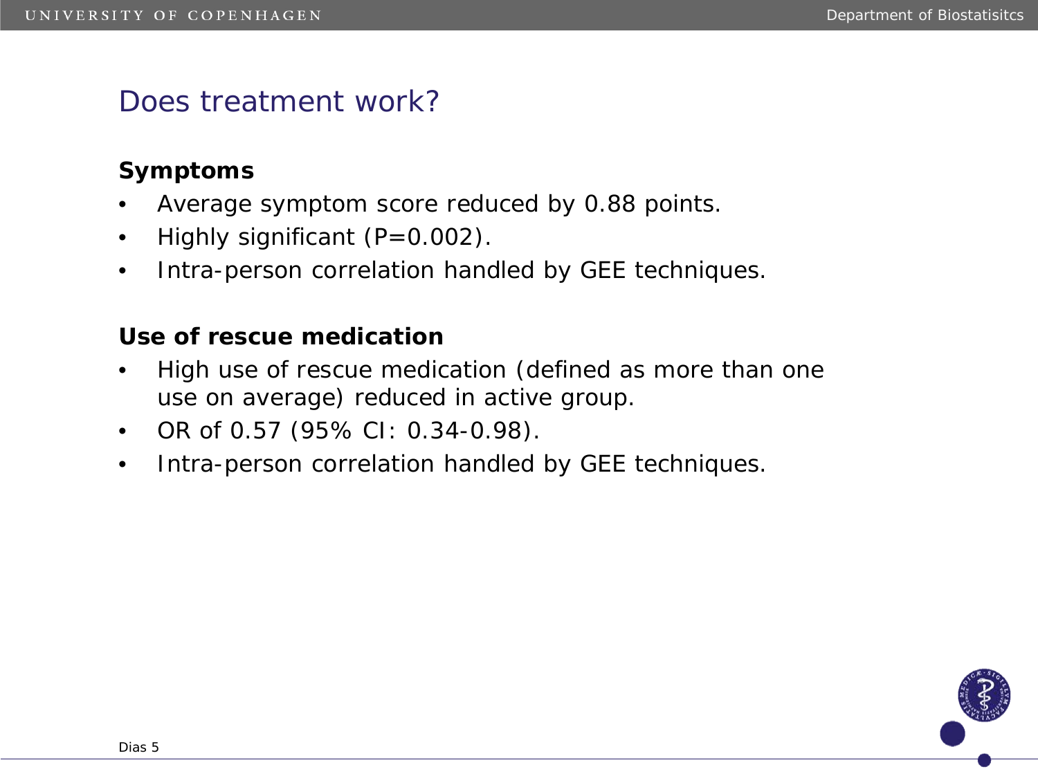# Does treatment work?

**Symptoms**

- Average symptom score reduced by 0.88 points.
- Highly significant (P=0.002).
- Intra-person correlation handled by GEE techniques.

**Use of rescue medication**

- High use of rescue medication (defined as more than one use on average) reduced in active group.
- OR of 0.57 (95% CI: 0.34-0.98).
- Intra-person correlation handled by GEE techniques.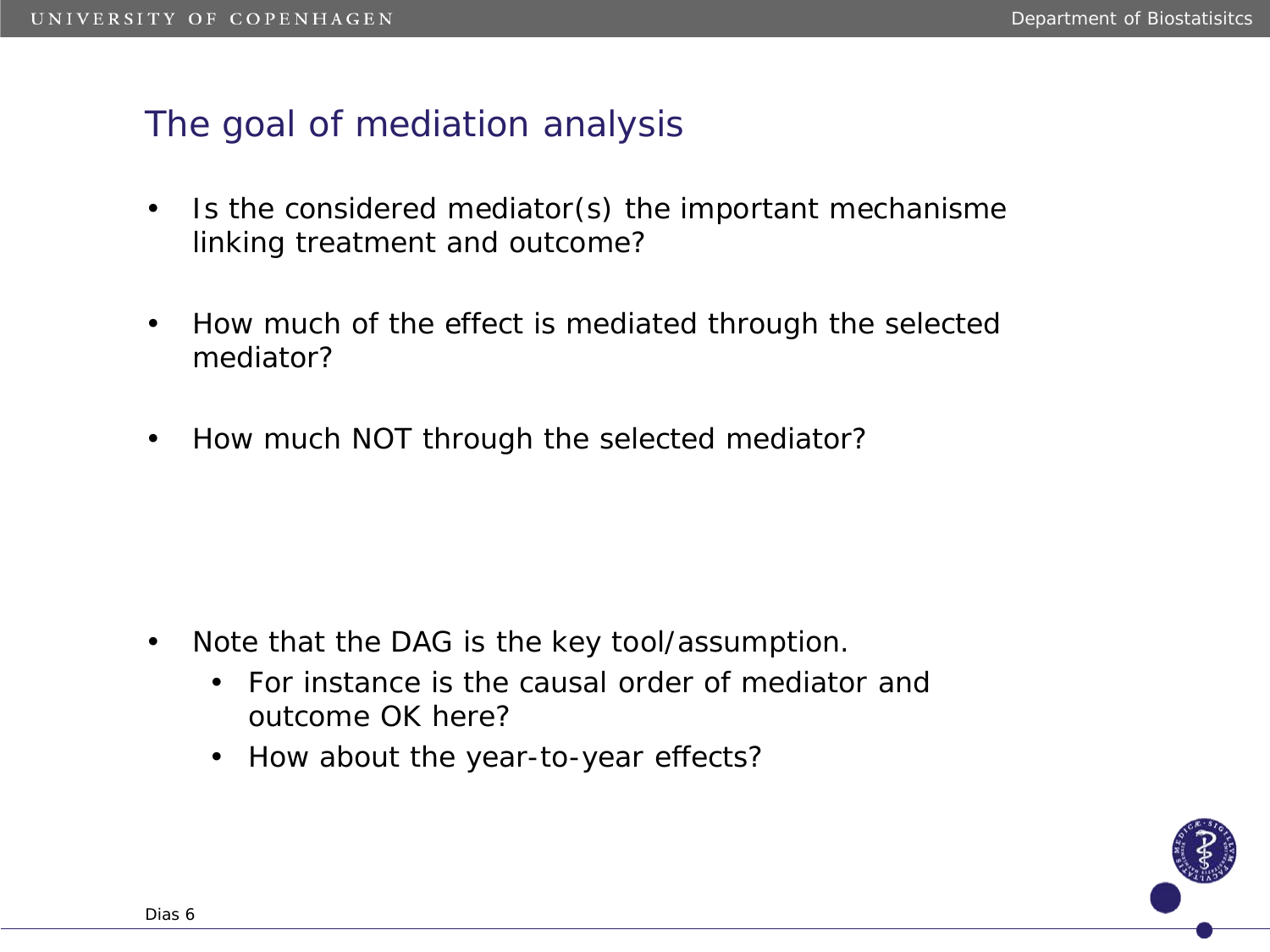## The goal of mediation analysis

- Is the considered mediator(s) the important mechanisme linking treatment and outcome?

- How much of the effect is mediated through the selected mediator?

- How much NOT through the selected mediator?

- Note that the DAG is the key tool/assumption.
  - For instance is the causal order of mediator and outcome OK here?
  - How about the year-to-year effects?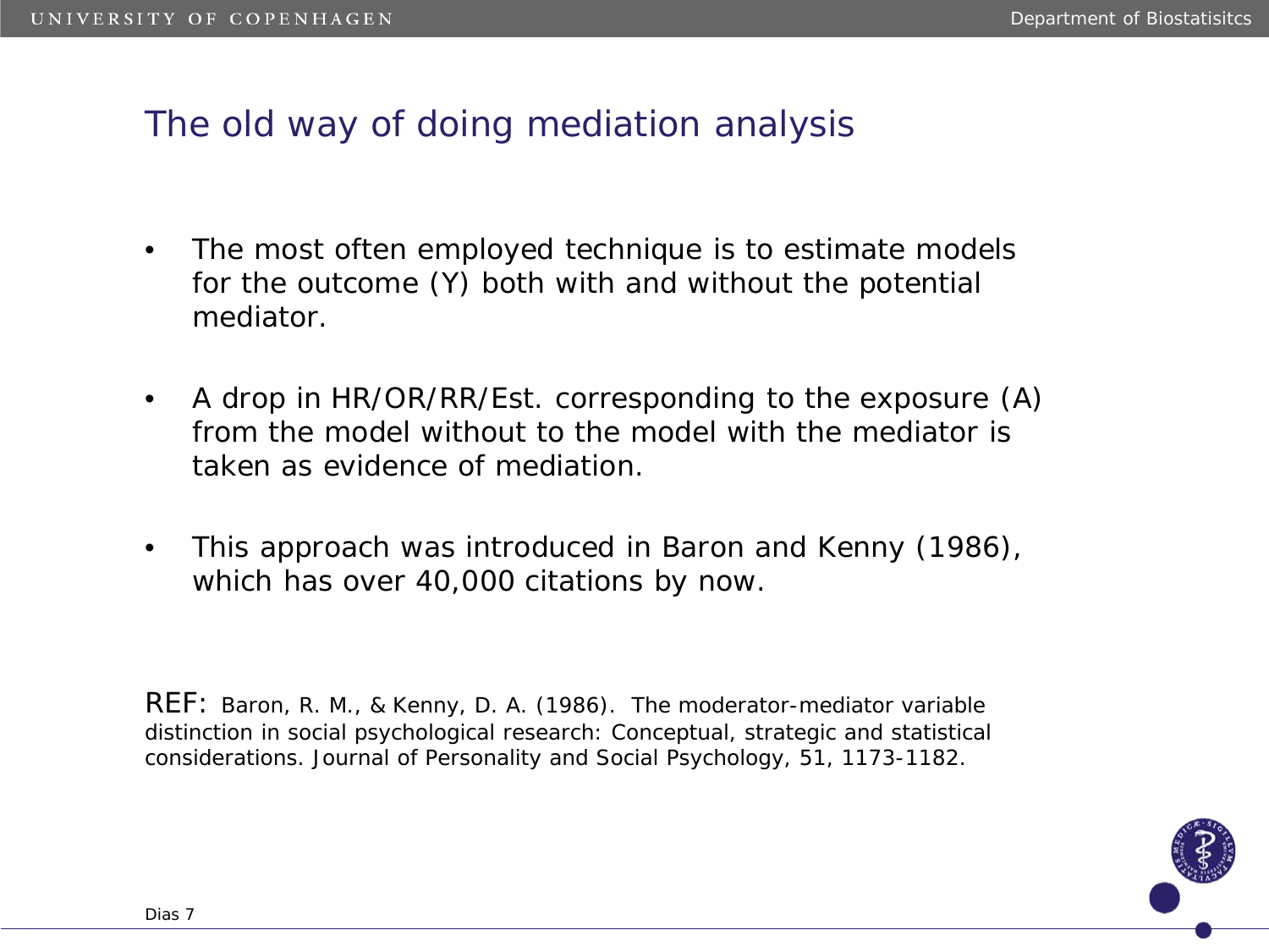# The old way of doing mediation analysis

- The most often employed technique is to estimate models for the outcome (Y) both with and without the potential mediator.

- A drop in HR/OR/RR/Est. corresponding to the exposure (A) from the model without to the model with the mediator is taken as evidence of mediation.

- This approach was introduced in Baron and Kenny (1986), which has over 40,000 citations by now.

REF: Baron, R. M., & Kenny, D. A. (1986). The moderator-mediator variable distinction in social psychological research: Conceptual, strategic and statistical considerations. Journal of Personality and Social Psychology, 51, 1173-1182.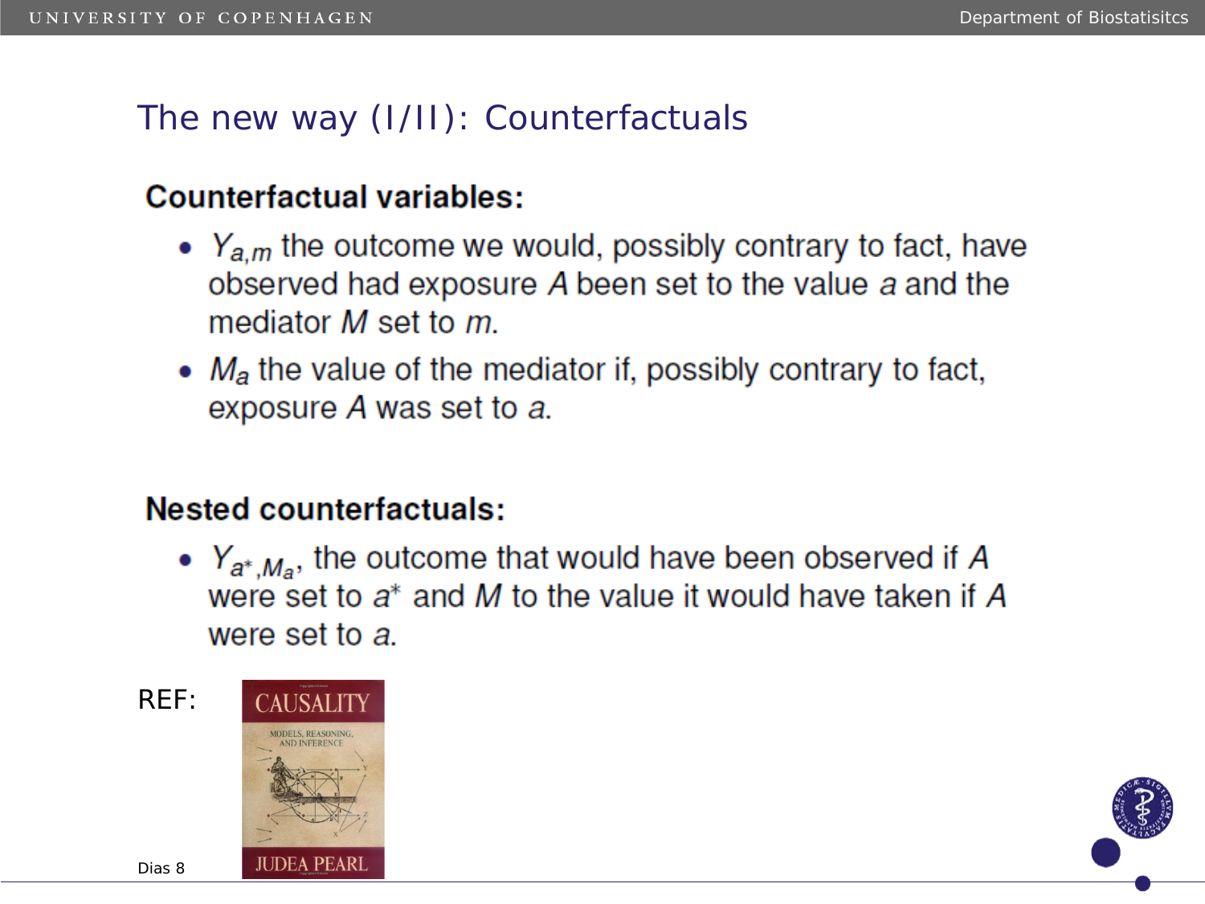# The new way (I/II): Counterfactuals

**Counterfactual variables:**

- $Y_{a,m}$ the outcome we would, possibly contrary to fact, have observed had exposure $A$ been set to the value $a$ and the mediator $M$ set to $m$.
- $M_a$ the value of the mediator if, possibly contrary to fact, exposure $A$ was set to $a$.

**Nested counterfactuals:**

- $Y_{a^*,M_a}$, the outcome that would have been observed if $A$ were set to $a^*$ and $M$ to the value it would have taken if $A$ were set to $a$.

REF:

CAUSALITY

MODELS, REASONING, AND INFERENCE

JUDEA PEARL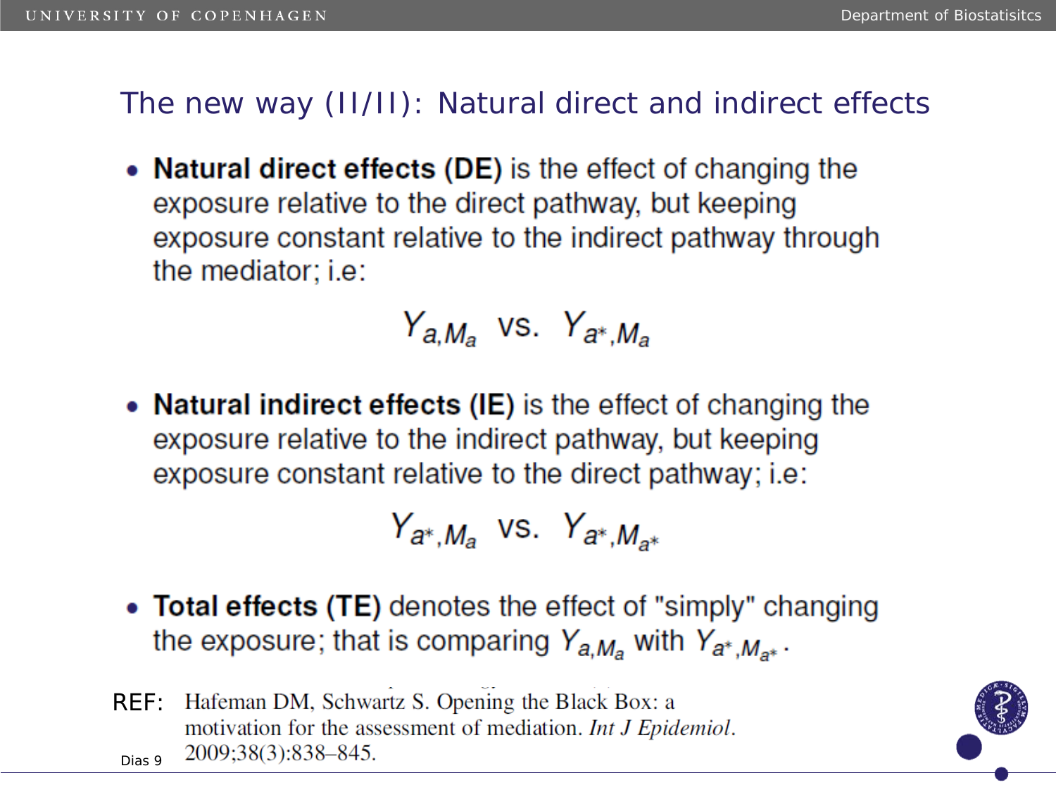## The new way (II/II): Natural direct and indirect effects

- **Natural direct effects (DE)** is the effect of changing the exposure relative to the direct pathway, but keeping exposure constant relative to the indirect pathway through the mediator; i.e:

$$Y_{a,M_a} \text{ vs. } Y_{a^*,M_a}$$

- **Natural indirect effects (IE)** is the effect of changing the exposure relative to the indirect pathway, but keeping exposure constant relative to the direct pathway; i.e:

$$Y_{a^*,M_a} \text{ vs. } Y_{a^*,M_{a^*}}$$

- **Total effects (TE)** denotes the effect of "simply" changing the exposure; that is comparing $Y_{a,M_a}$ with $Y_{a^*,M_{a^*}}$.

REF: Hafeman DM, Schwartz S. Opening the Black Box: a motivation for the assessment of mediation. *Int J Epidemiol.* 2009;38(3):838–845.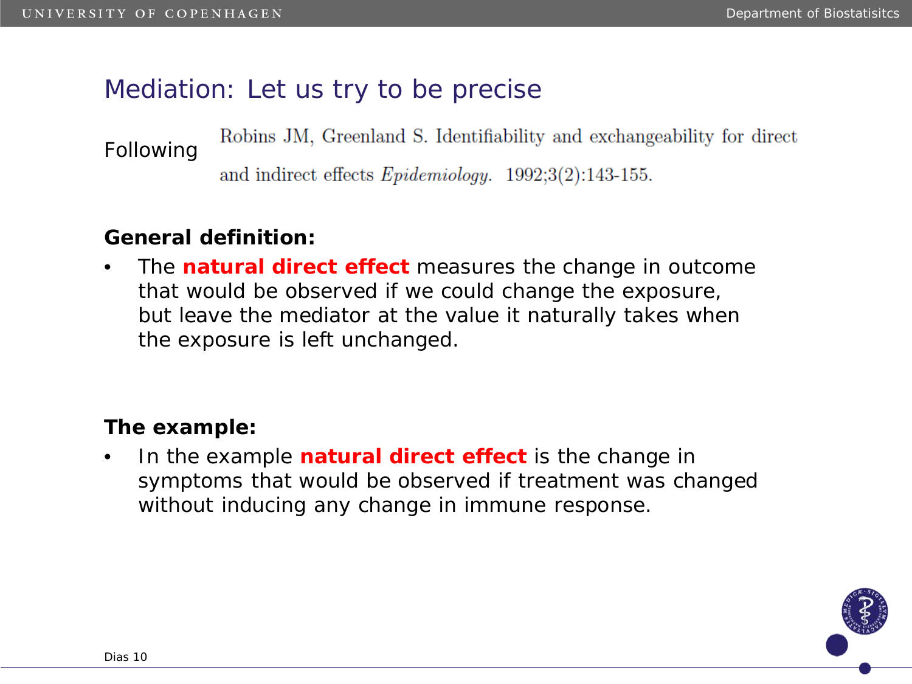# Mediation: Let us try to be precise

Following Robins JM, Greenland S. Identifiability and exchangeability for direct and indirect effects *Epidemiology.* 1992;3(2):143-155.

**General definition:**

- The **natural direct effect** measures the change in outcome that would be observed if we could change the exposure, but leave the mediator at the value it naturally takes when the exposure is left unchanged.

**The example:**

- In the example **natural direct effect** is the change in symptoms that would be observed if treatment was changed without inducing any change in immune response.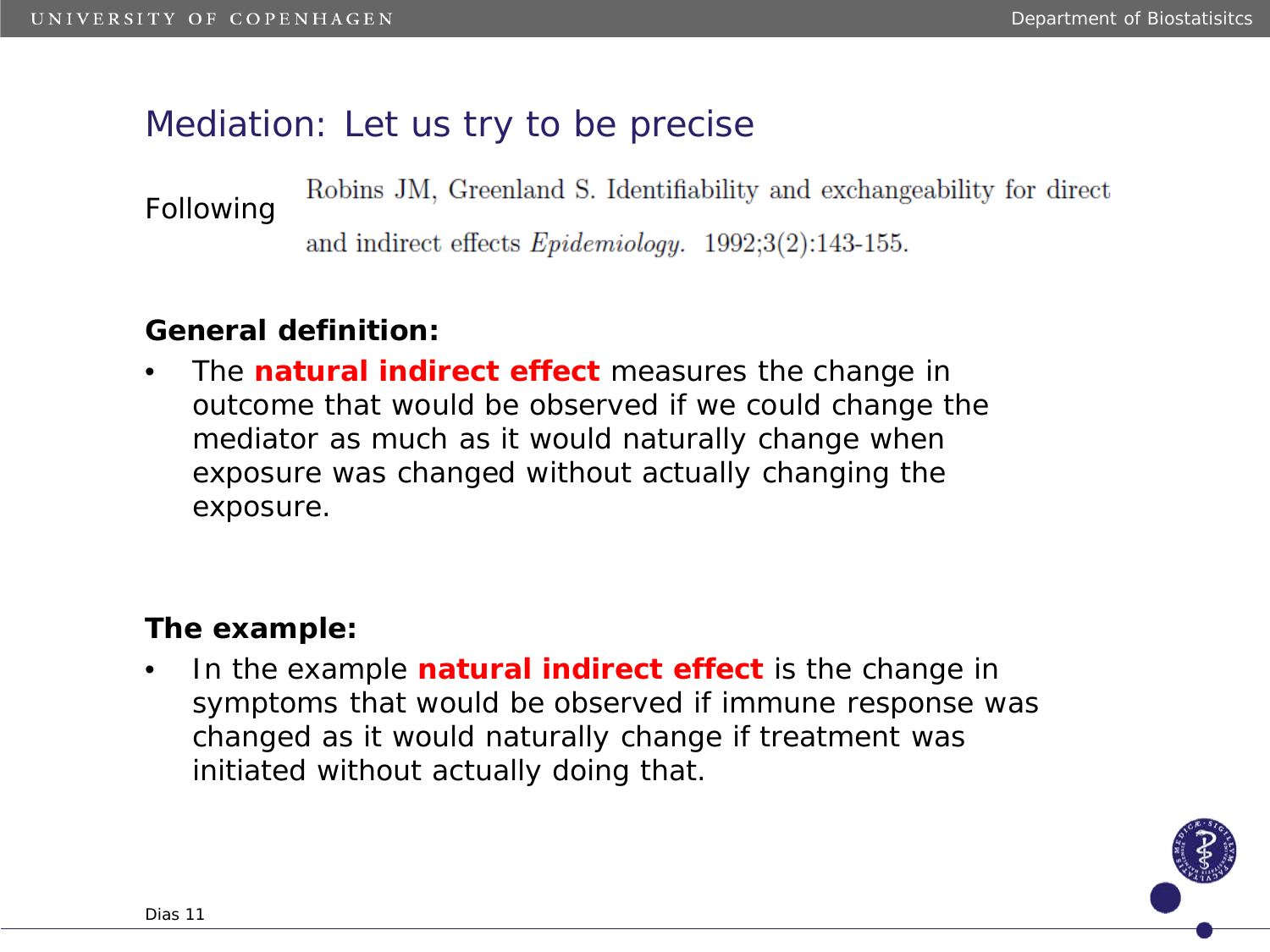# Mediation: Let us try to be precise

Following Robins JM, Greenland S. Identifiability and exchangeability for direct and indirect effects *Epidemiology.* 1992;3(2):143-155.

**General definition:**

- The **natural indirect effect** measures the change in outcome that would be observed if we could change the mediator as much as it would naturally change when exposure was changed without actually changing the exposure.

**The example:**

- In the example **natural indirect effect** is the change in symptoms that would be observed if immune response was changed as it would naturally change if treatment was initiated without actually doing that.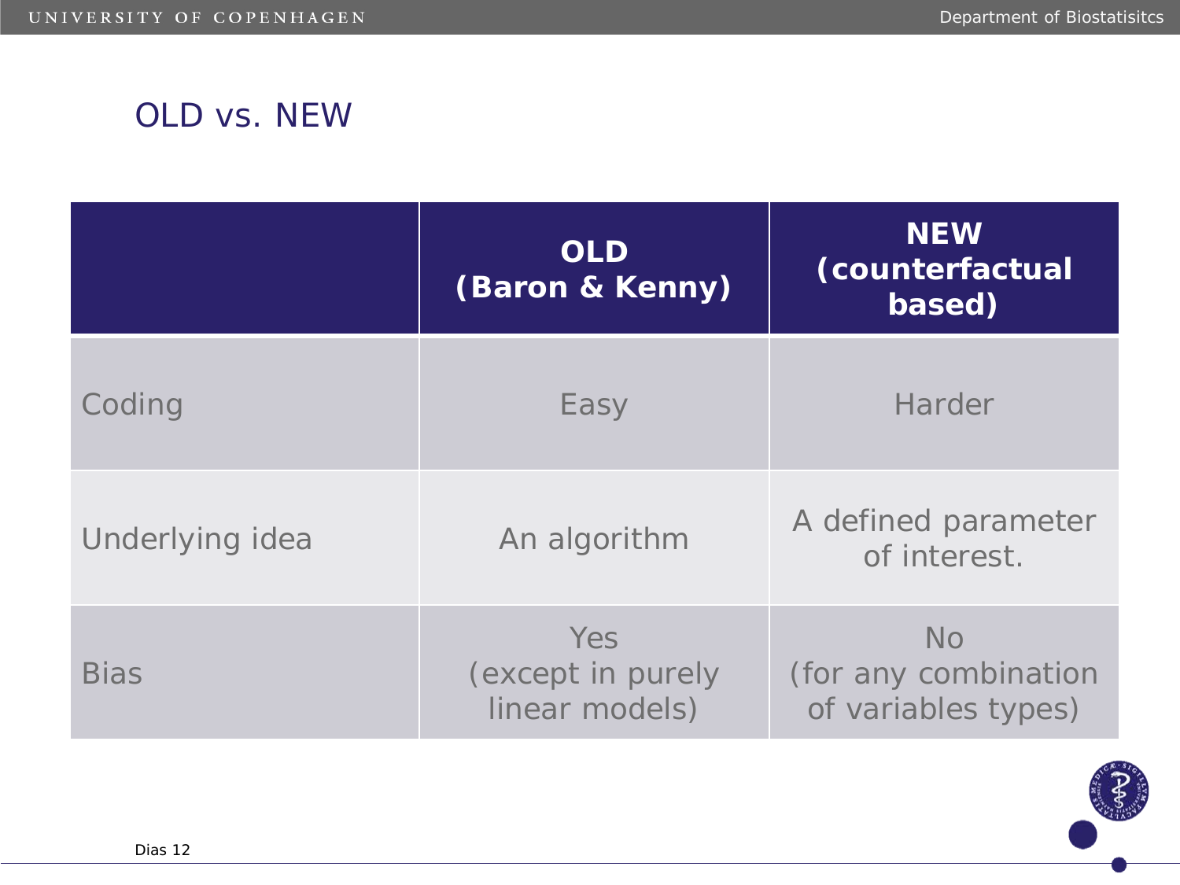## OLD vs. NEW

| | **OLD (Baron & Kenny)** | **NEW (counterfactual based)** |
|---|---|---|
| Coding | Easy | Harder |
| Underlying idea | An algorithm | A defined parameter of interest. |
| Bias | Yes (except in purely linear models) | No (for any combination of variables types) |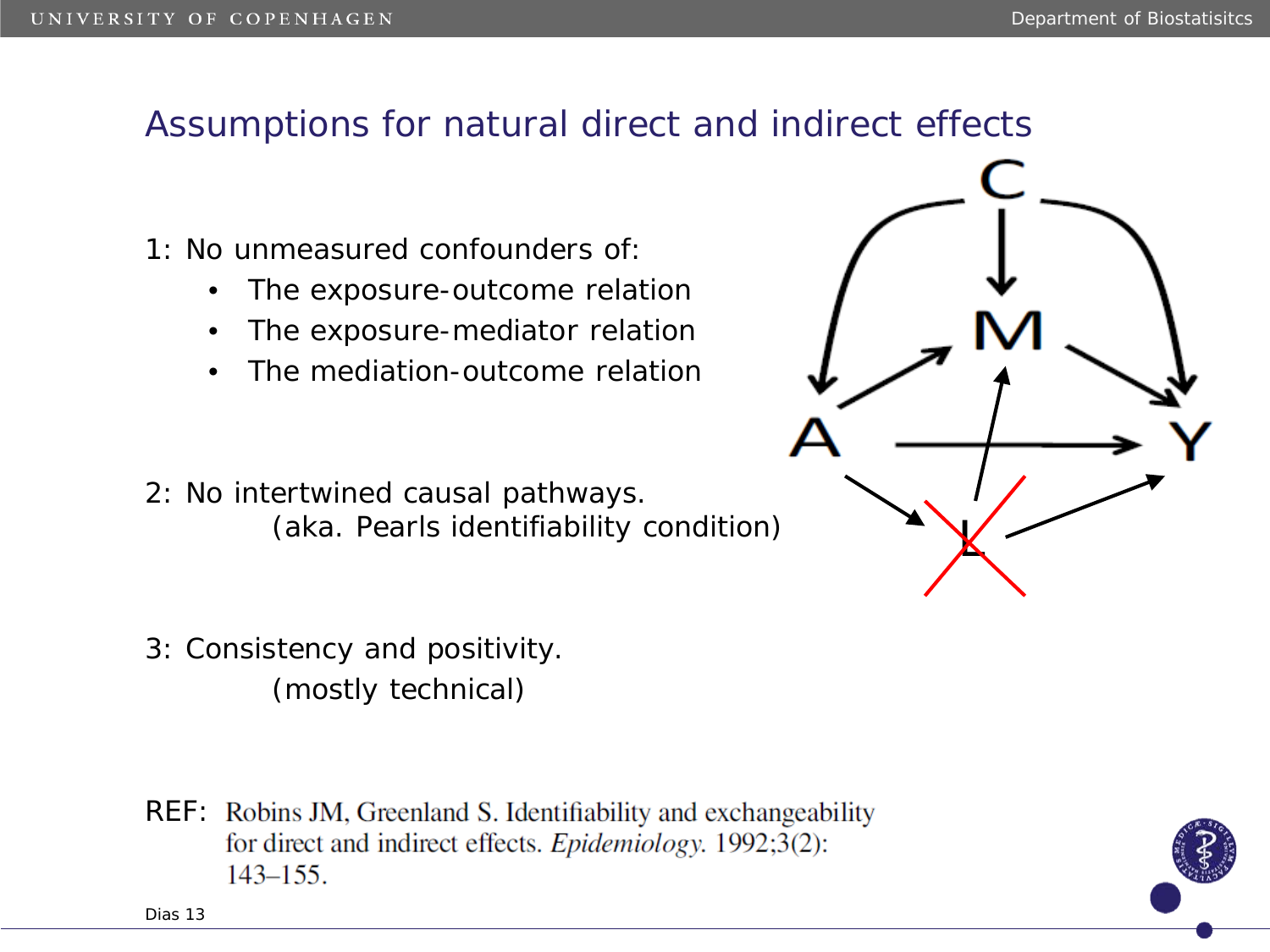# Assumptions for natural direct and indirect effects

1: No unmeasured confounders of:

- The exposure-outcome relation
- The exposure-mediator relation
- The mediation-outcome relation

2: No intertwined causal pathways.
(aka. Pearls identifiability condition)

3: Consistency and positivity.
(mostly technical)

REF: Robins JM, Greenland S. Identifiability and exchangeability for direct and indirect effects. *Epidemiology*. 1992;3(2): 143–155.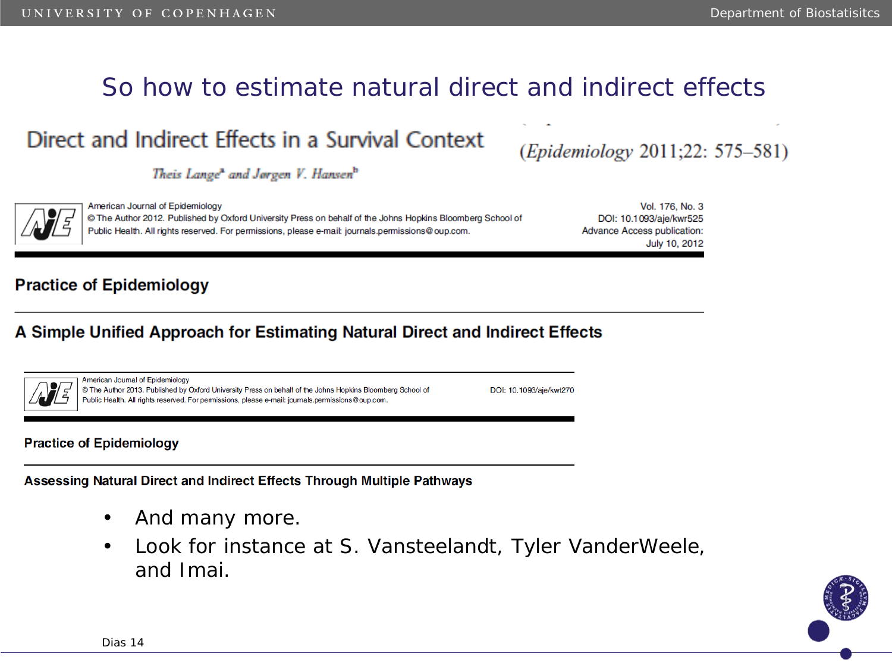# So how to estimate natural direct and indirect effects

**Direct and Indirect Effects in a Survival Context**

*Theis Lange*[a] *and Jørgen V. Hansen*[b]

(*Epidemiology* 2011;22: 575–581)

American Journal of Epidemiology
© The Author 2012. Published by Oxford University Press on behalf of the Johns Hopkins Bloomberg School of Public Health. All rights reserved. For permissions, please e-mail: journals.permissions@oup.com.

Vol. 176, No. 3
DOI: 10.1093/aje/kwr525
Advance Access publication:
July 10, 2012

**Practice of Epidemiology**

**A Simple Unified Approach for Estimating Natural Direct and Indirect Effects**

American Journal of Epidemiology
© The Author 2013. Published by Oxford University Press on behalf of the Johns Hopkins Bloomberg School of Public Health. All rights reserved. For permissions, please e-mail: journals.permissions@oup.com.

DOI: 10.1093/aje/kwt270

**Practice of Epidemiology**

**Assessing Natural Direct and Indirect Effects Through Multiple Pathways**

- And many more.
- Look for instance at S. Vansteelandt, Tyler VanderWeele, and Imai.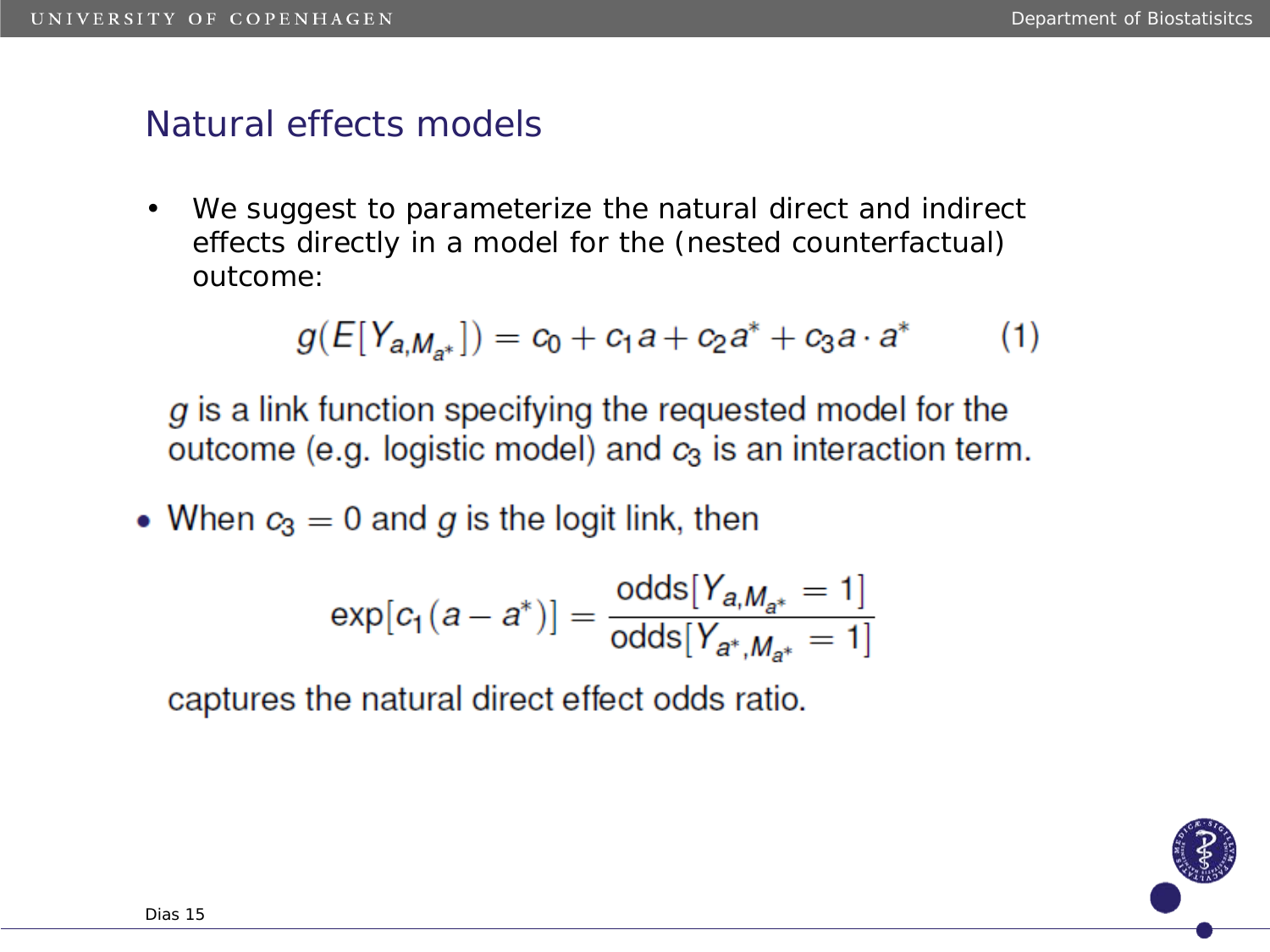## Natural effects models

- We suggest to parameterize the natural direct and indirect effects directly in a model for the (nested counterfactual) outcome:

$$g(E[Y_{a,M_{a^*}}]) = c_0 + c_1 a + c_2 a^* + c_3 a \cdot a^* \qquad (1)$$

$g$ is a link function specifying the requested model for the outcome (e.g. logistic model) and $c_3$ is an interaction term.

- When $c_3 = 0$ and $g$ is the logit link, then

$$\exp[c_1(a - a^*)] = \frac{\text{odds}[Y_{a,M_{a^*}} = 1]}{\text{odds}[Y_{a^*,M_{a^*}} = 1]}$$

captures the natural direct effect odds ratio.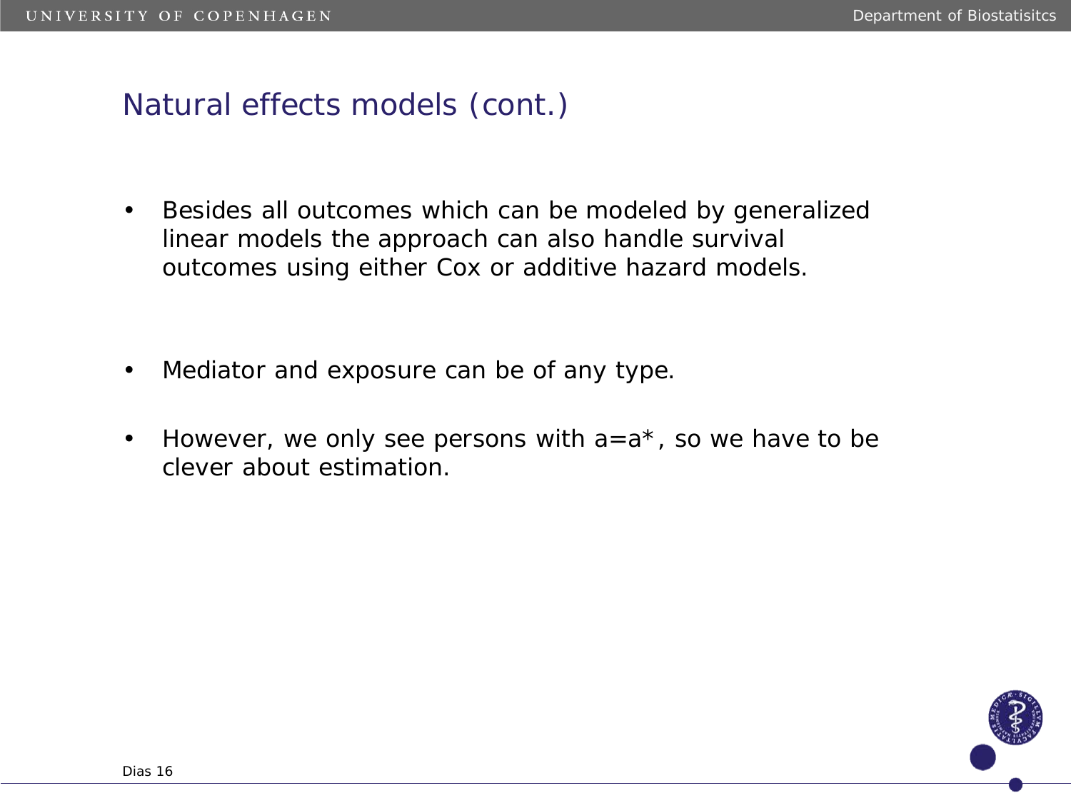# Natural effects models (cont.)

- Besides all outcomes which can be modeled by generalized linear models the approach can also handle survival outcomes using either Cox or additive hazard models.

- Mediator and exposure can be of any type.

- However, we only see persons with $a=a^*$, so we have to be clever about estimation.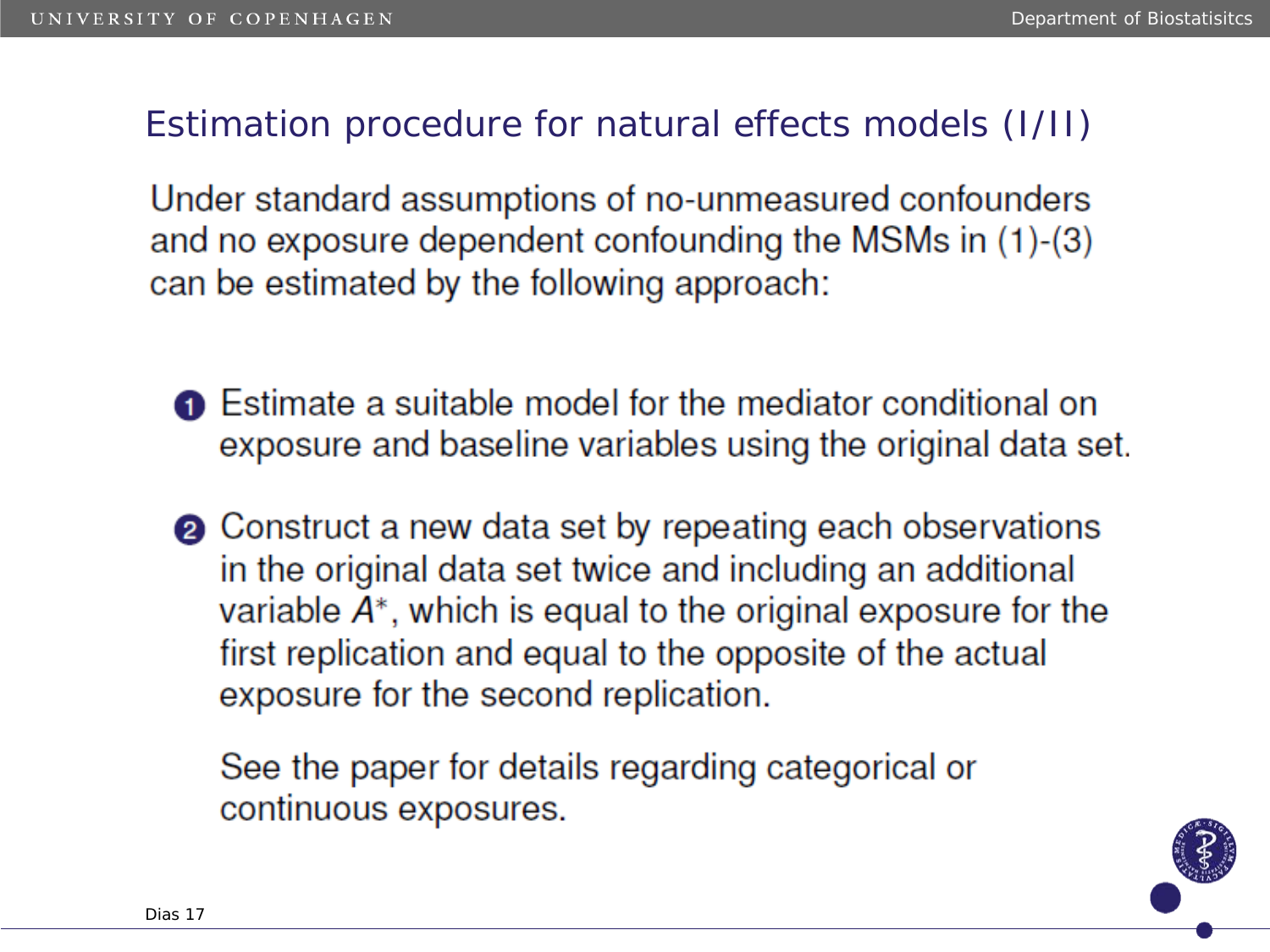## Estimation procedure for natural effects models (I/II)

Under standard assumptions of no-unmeasured confounders and no exposure dependent confounding the MSMs in (1)-(3) can be estimated by the following approach:

1. Estimate a suitable model for the mediator conditional on exposure and baseline variables using the original data set.
2. Construct a new data set by repeating each observations in the original data set twice and including an additional variable $A^*$, which is equal to the original exposure for the first replication and equal to the opposite of the actual exposure for the second replication.

   See the paper for details regarding categorical or continuous exposures.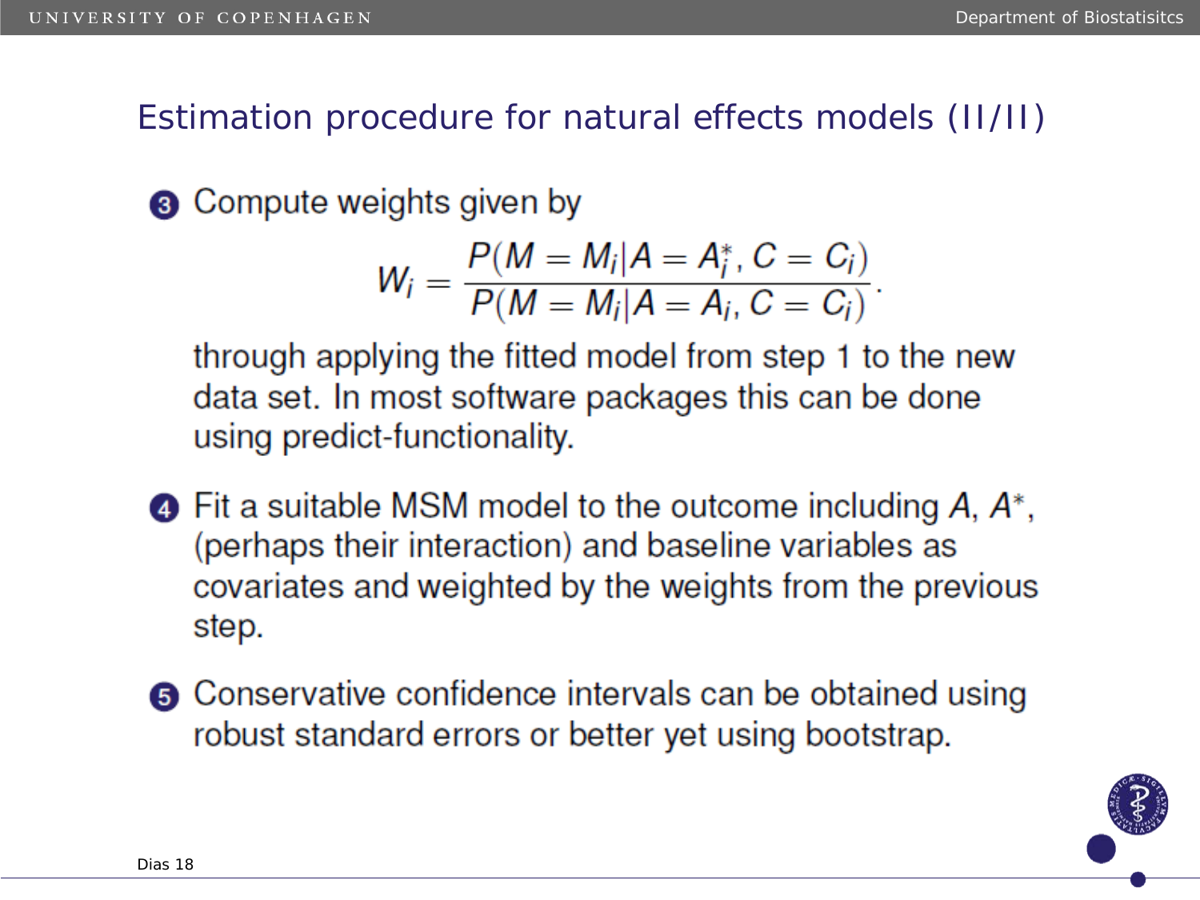## Estimation procedure for natural effects models (II/II)

3. Compute weights given by

$$W_i = \frac{P(M = M_i | A = A_i^*, C = C_i)}{P(M = M_i | A = A_i, C = C_i)}.$$

   through applying the fitted model from step 1 to the new data set. In most software packages this can be done using predict-functionality.

4. Fit a suitable MSM model to the outcome including $A$, $A^*$, (perhaps their interaction) and baseline variables as covariates and weighted by the weights from the previous step.

5. Conservative confidence intervals can be obtained using robust standard errors or better yet using bootstrap.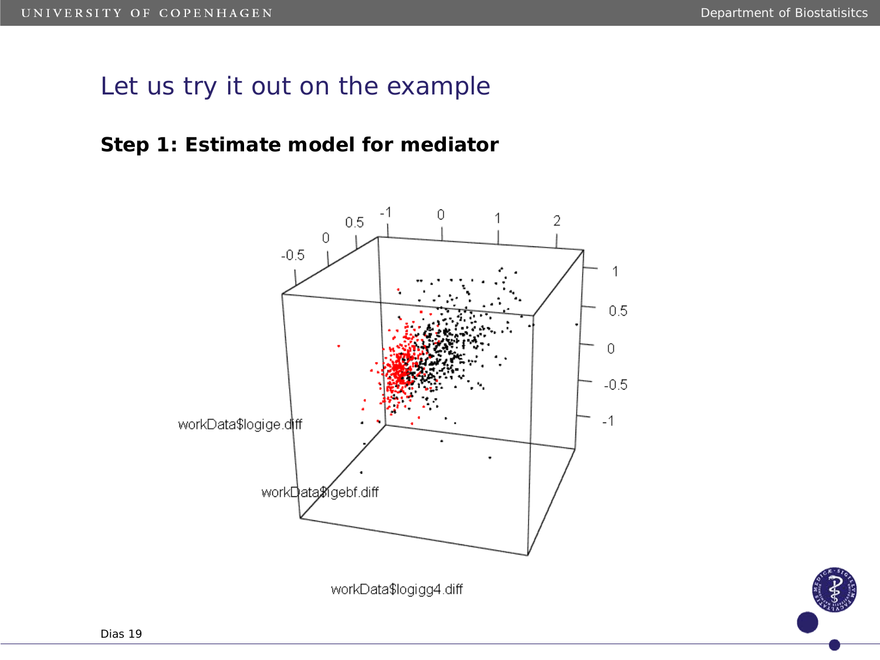# Let us try it out on the example

**Step 1: Estimate model for mediator**

workData$logige.diff

workData$igebf.diff

workData$logigg4.diff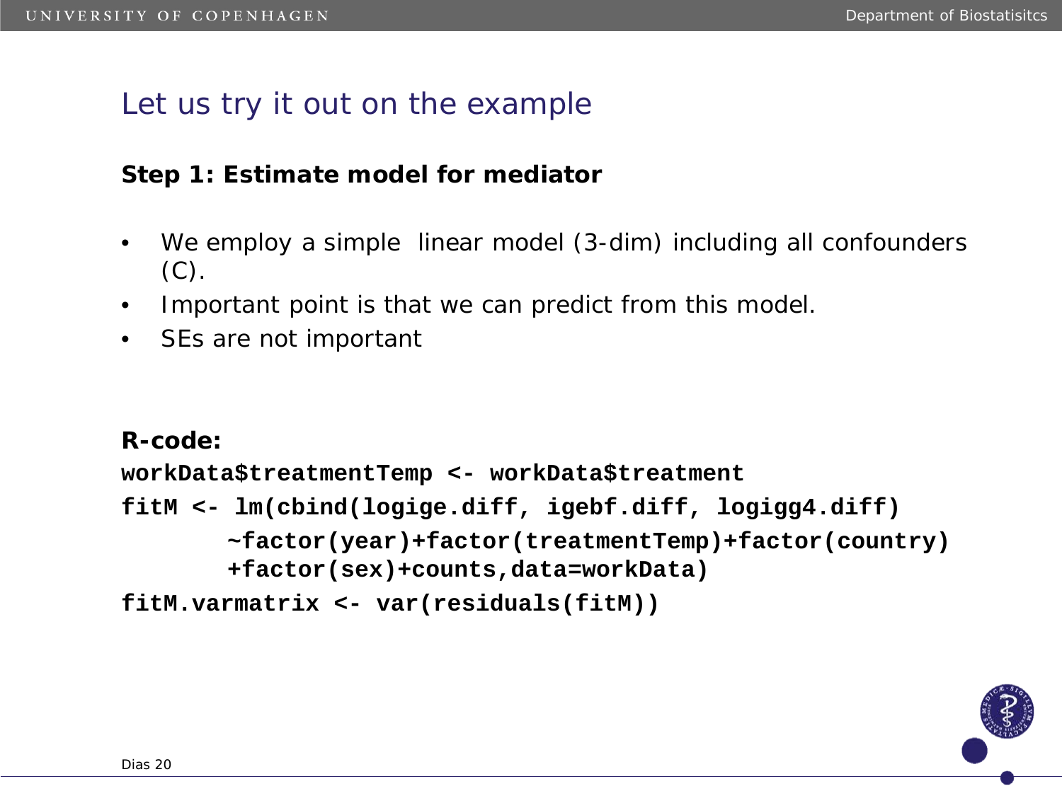# Let us try it out on the example

**Step 1: Estimate model for mediator**

- We employ a simple  linear model (3-dim) including all confounders (C).
- Important point is that we can predict from this model.
- SEs are not important

**R-code:**

```
workData$treatmentTemp <- workData$treatment
fitM <- lm(cbind(logige.diff, igebf.diff, logigg4.diff)
       ~factor(year)+factor(treatmentTemp)+factor(country)
       +factor(sex)+counts,data=workData)
fitM.varmatrix <- var(residuals(fitM))
```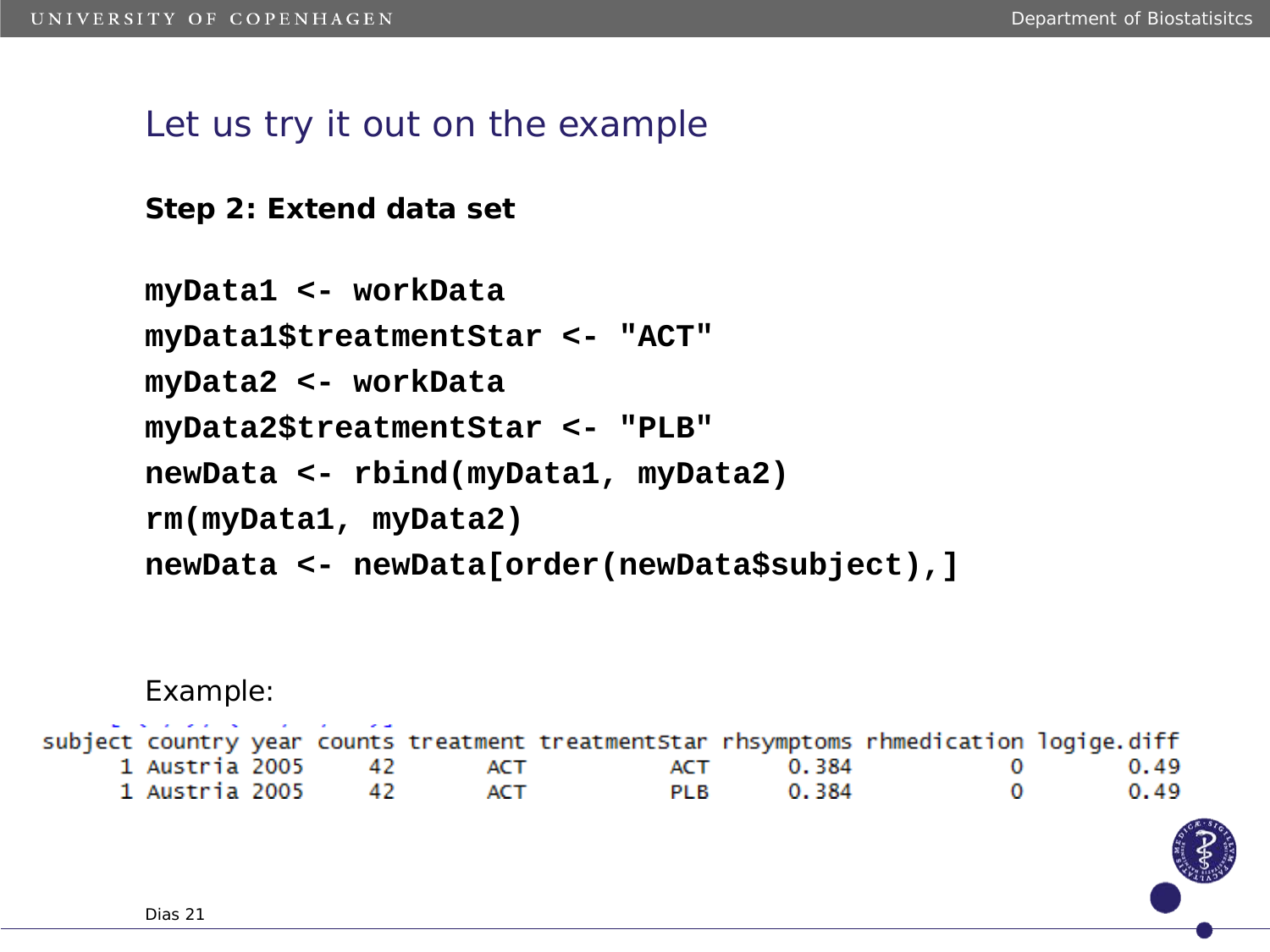## Let us try it out on the example

**Step 2: Extend data set**

```
myData1 <- workData
myData1$treatmentStar <- "ACT"
myData2 <- workData
myData2$treatmentStar <- "PLB"
newData <- rbind(myData1, myData2)
rm(myData1, myData2)
newData <- newData[order(newData$subject),]
```

Example:

| subject | country | year | counts | treatment | treatmentStar | rhsymptoms | rhmedication | logige.diff |
|---|---|---|---|---|---|---|---|---|
| 1 | Austria | 2005 | 42 | ACT | ACT | 0.384 | 0 | 0.49 |
| 1 | Austria | 2005 | 42 | ACT | PLB | 0.384 | 0 | 0.49 |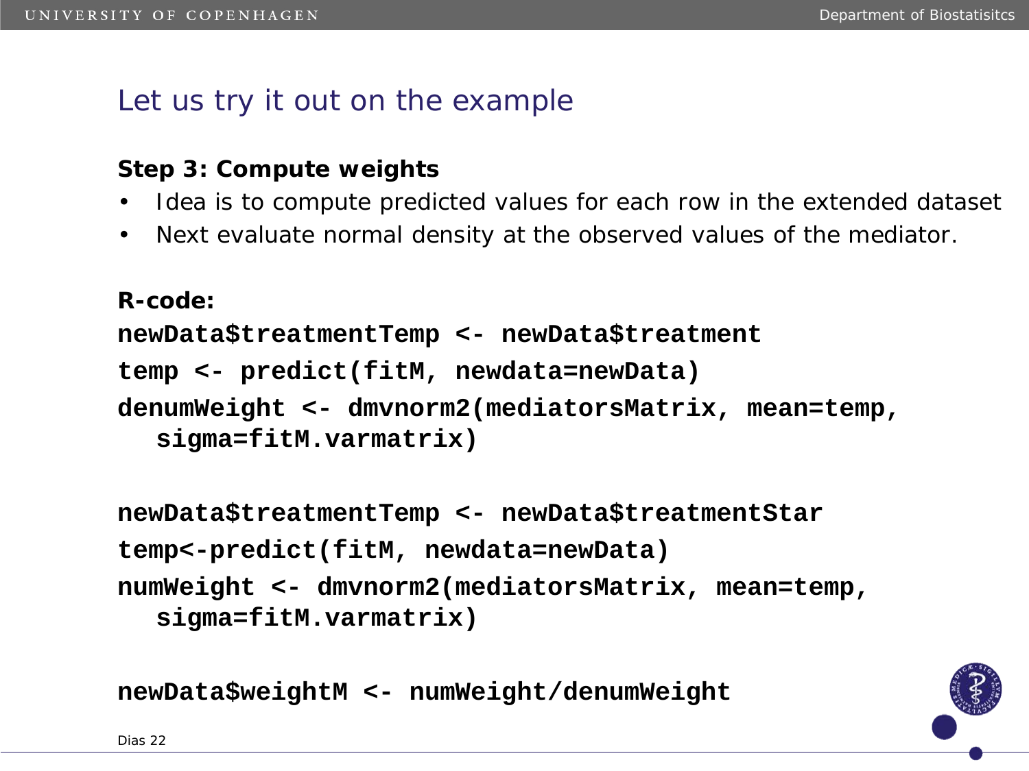# Let us try it out on the example

**Step 3: Compute weights**

- Idea is to compute predicted values for each row in the extended dataset
- Next evaluate normal density at the observed values of the mediator.

**R-code:**

```
newData$treatmentTemp <- newData$treatment
temp <- predict(fitM, newdata=newData)
denumWeight <- dmvnorm2(mediatorsMatrix, mean=temp,
  sigma=fitM.varmatrix)

newData$treatmentTemp <- newData$treatmentStar
temp<-predict(fitM, newdata=newData)
numWeight <- dmvnorm2(mediatorsMatrix, mean=temp,
  sigma=fitM.varmatrix)

newData$weightM <- numWeight/denumWeight
```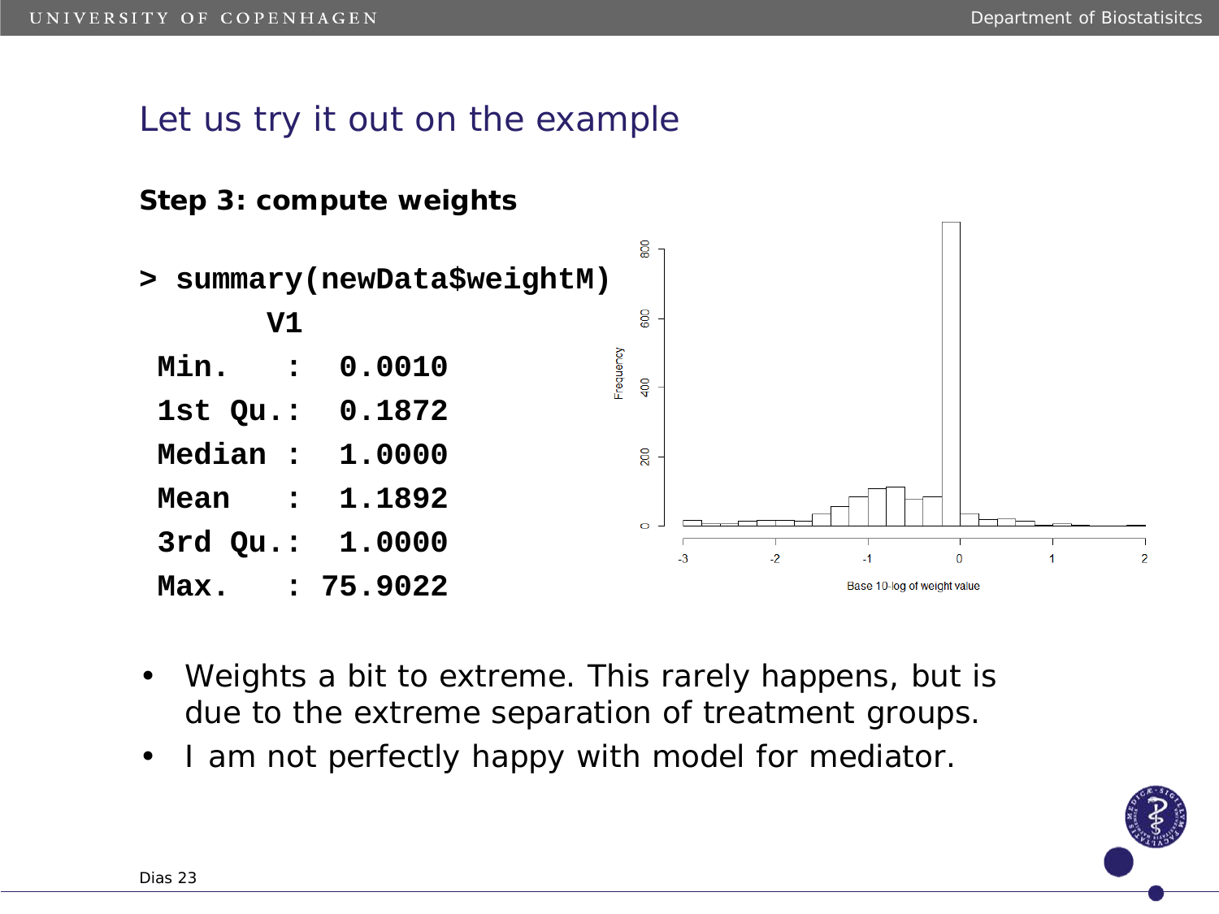## Let us try it out on the example

**Step 3: compute weights**

```
> summary(newData$weightM)
       V1
 Min.   :  0.0010
 1st Qu.:  0.1872
 Median :  1.0000
 Mean   :  1.1892
 3rd Qu.:  1.0000
 Max.   : 75.9022
```

- Weights a bit to extreme. This rarely happens, but is due to the extreme separation of treatment groups.
- I am not perfectly happy with model for mediator.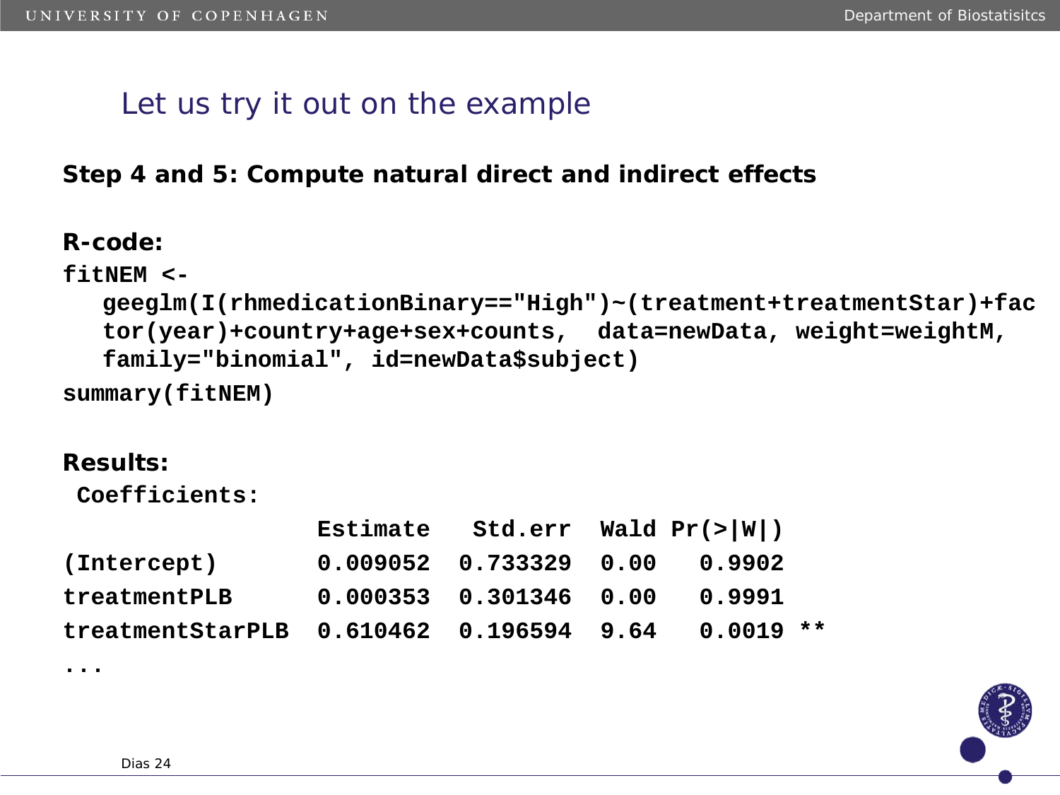## Let us try it out on the example

**Step 4 and 5: Compute natural direct and indirect effects**

**R-code:**

```
fitNEM <-
   geeglm(I(rhmedicationBinary=="High")~(treatment+treatmentStar)+fac
   tor(year)+country+age+sex+counts,  data=newData, weight=weightM,
   family="binomial", id=newData$subject)
summary(fitNEM)
```

**Results:**

```
 Coefficients:
                  Estimate   Std.err  Wald Pr(>|W|)
(Intercept)       0.009052  0.733329  0.00   0.9902
treatmentPLB      0.000353  0.301346  0.00   0.9991
treatmentStarPLB  0.610462  0.196594  9.64   0.0019 **
...
```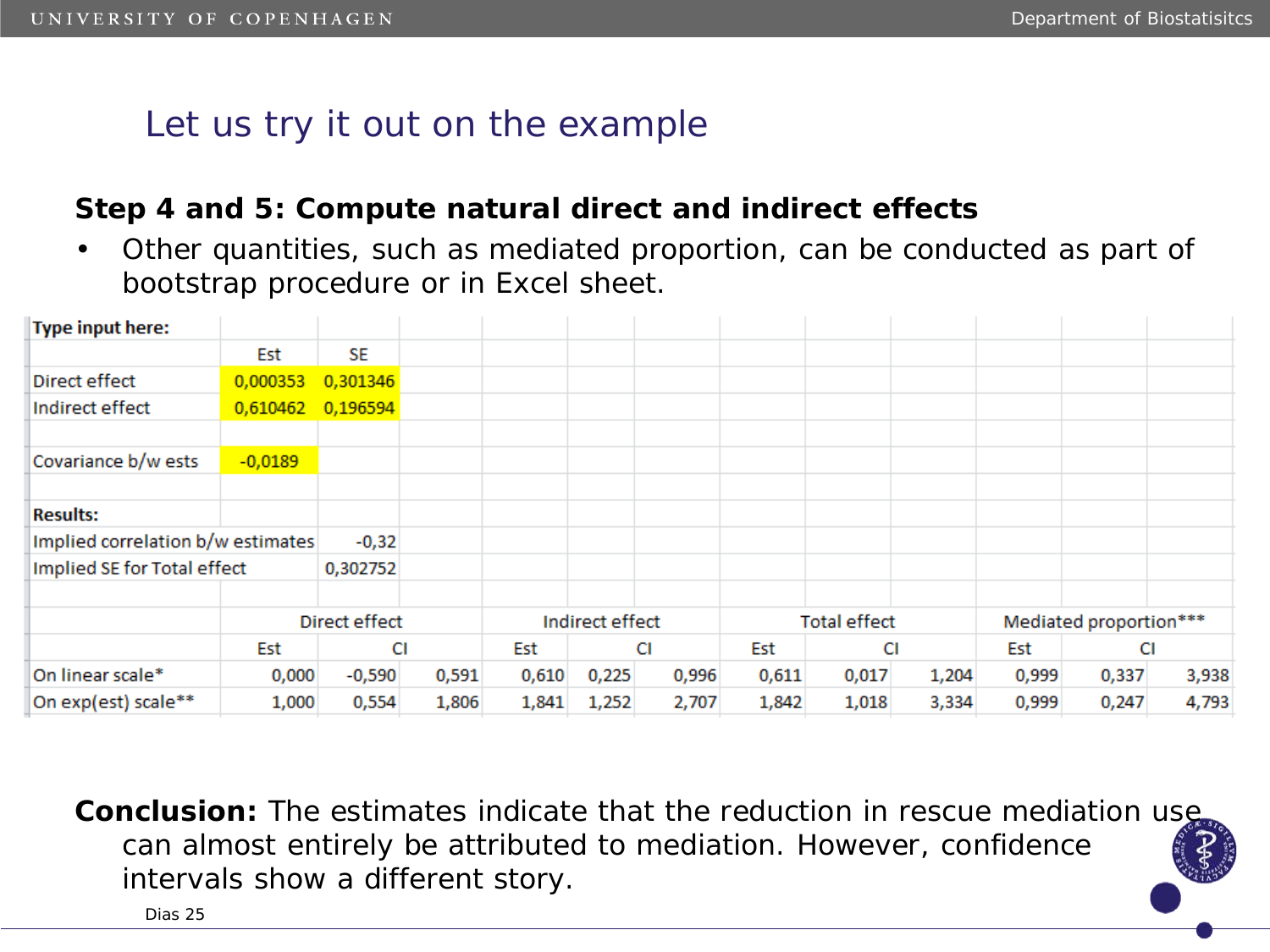## Let us try it out on the example

**Step 4 and 5: Compute natural direct and indirect effects**

- Other quantities, such as mediated proportion, can be conducted as part of bootstrap procedure or in Excel sheet.

| **Type input here:** | | | | | | | | | | | | |
|---|---|---|---|---|---|---|---|---|---|---|---|---|
| | Est | SE | | | | | | | | | | |
| Direct effect | 0,000353 | 0,301346 | | | | | | | | | | |
| Indirect effect | 0,610462 | 0,196594 | | | | | | | | | | |
| | | | | | | | | | | | | |
| Covariance b/w ests | -0,0189 | | | | | | | | | | | |
| | | | | | | | | | | | | |
| **Results:** | | | | | | | | | | | | |
| Implied correlation b/w estimates | | -0,32 | | | | | | | | | | |
| Implied SE for Total effect | | 0,302752 | | | | | | | | | | |
| | | | | | | | | | | | | |
| | Direct effect | | | Indirect effect | | | Total effect | | | Mediated proportion*** | | |
| | Est | CI | | Est | CI | | Est | CI | | Est | CI | |
| On linear scale* | 0,000 | -0,590 | 0,591 | 0,610 | 0,225 | 0,996 | 0,611 | 0,017 | 1,204 | 0,999 | 0,337 | 3,938 |
| On exp(est) scale** | 1,000 | 0,554 | 1,806 | 1,841 | 1,252 | 2,707 | 1,842 | 1,018 | 3,334 | 0,999 | 0,247 | 4,793 |

**Conclusion:** The estimates indicate that the reduction in rescue mediation use can almost entirely be attributed to mediation. However, confidence intervals show a different story.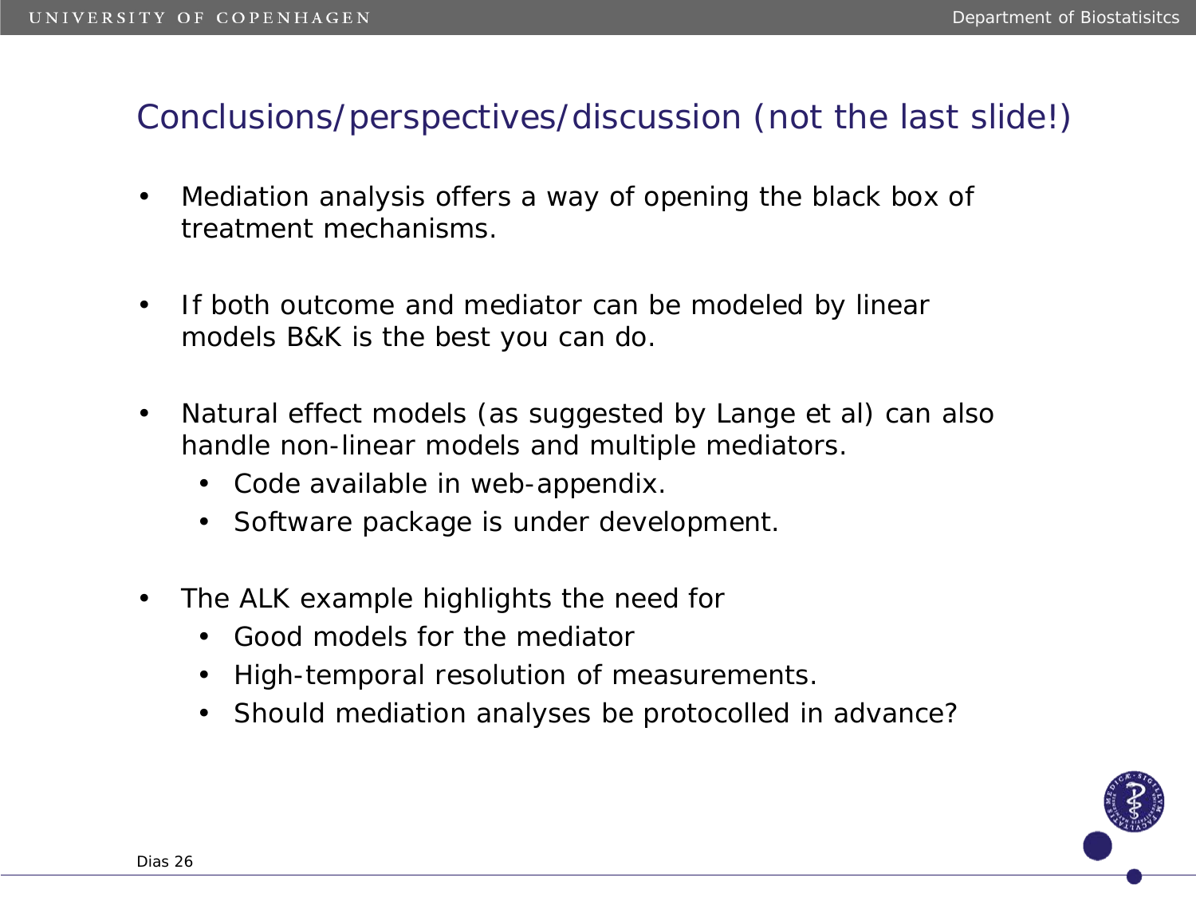# Conclusions/perspectives/discussion (not the last slide!)

- Mediation analysis offers a way of opening the black box of treatment mechanisms.

- If both outcome and mediator can be modeled by linear models B&K is the best you can do.

- Natural effect models (as suggested by Lange et al) can also handle non-linear models and multiple mediators.
  - Code available in web-appendix.
  - Software package is under development.

- The ALK example highlights the need for
  - Good models for the mediator
  - High-temporal resolution of measurements.
  - Should mediation analyses be protocolled in advance?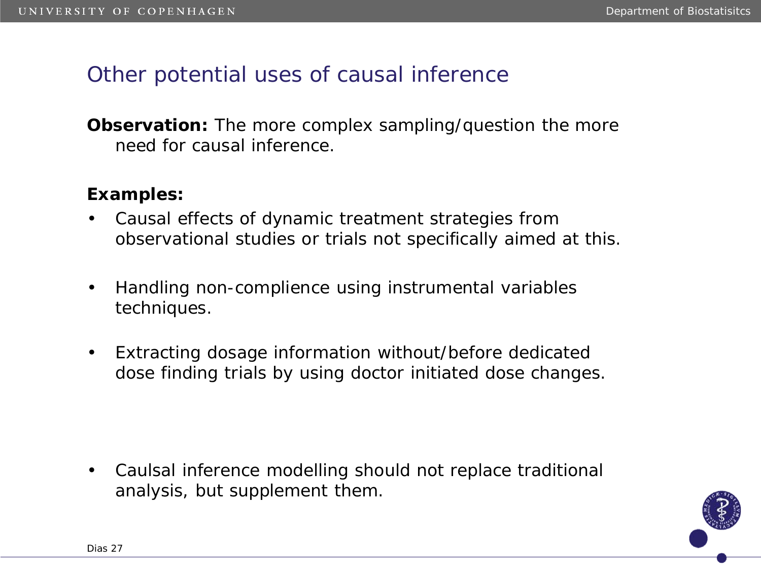# Other potential uses of causal inference

**Observation:** The more complex sampling/question the more need for causal inference.

**Examples:**

- Causal effects of dynamic treatment strategies from observational studies or trials not specifically aimed at this.
- Handling non-complience using instrumental variables techniques.
- Extracting dosage information without/before dedicated dose finding trials by using doctor initiated dose changes.

- Caulsal inference modelling should not replace traditional analysis, but supplement them.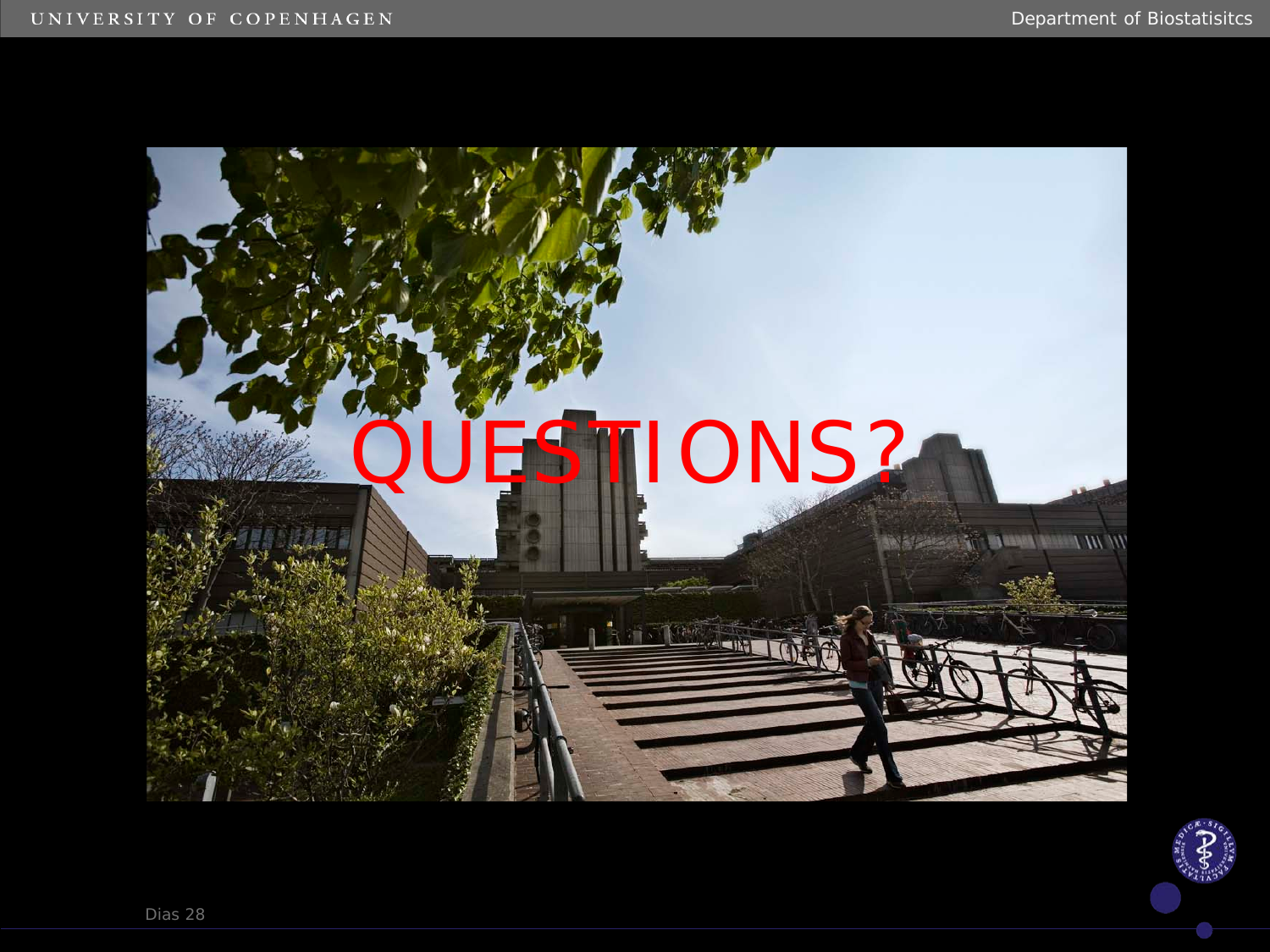QUESTIONS?